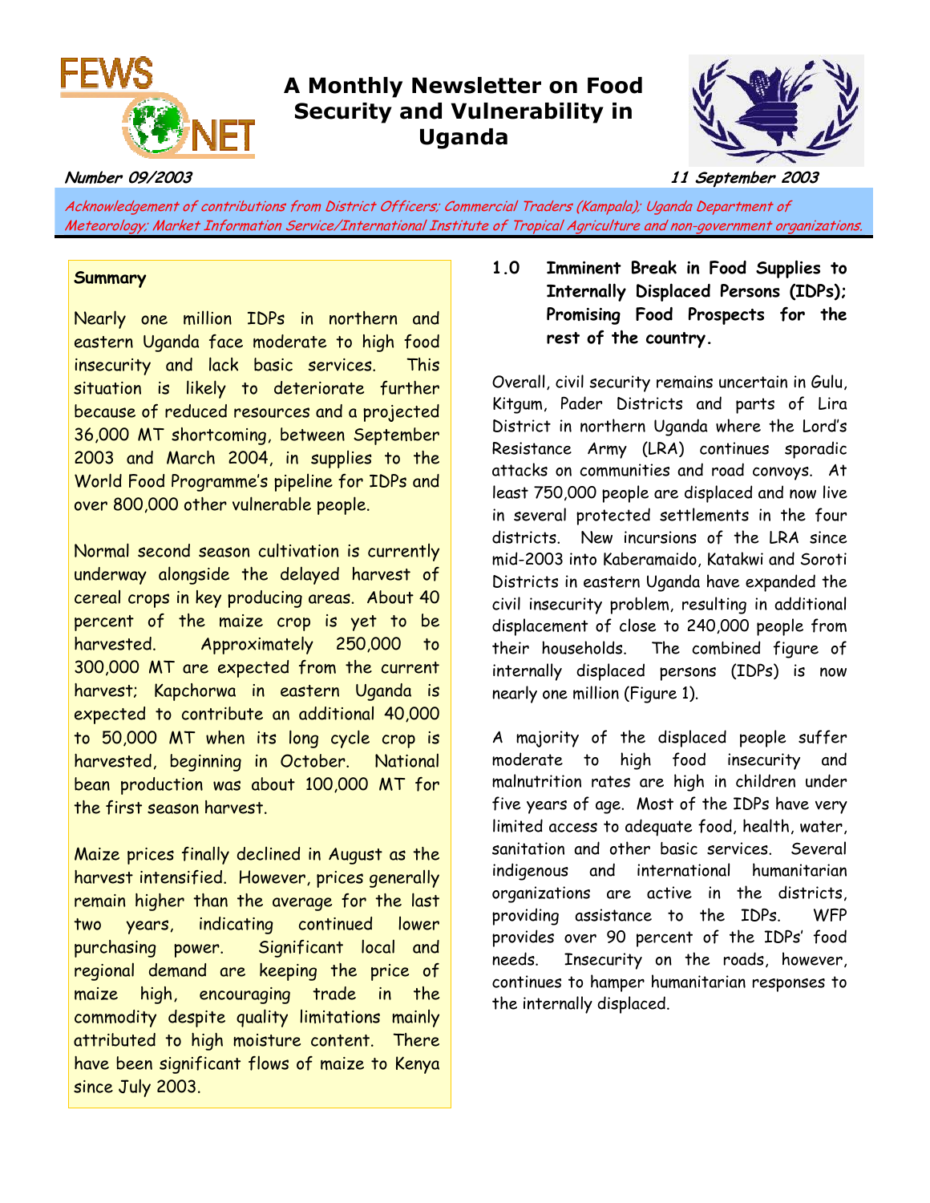# A Monthly Newsletter on Food Security and Vulnerability in Uganda

**Number 09/2003** **11 September 2003**

*Acknowledgement of contributions from District Officers; Commercial Traders (Kampala); Uganda Department of Meteorology; Market Information Service/International Institute of Tropical Agriculture and non-government organizations.*

**Summary**

Nearly one million IDPs in northern and eastern Uganda face moderate to high food insecurity and lack basic services. This situation is likely to deteriorate further because of reduced resources and a projected 36,000 MT shortcoming, between September 2003 and March 2004, in supplies to the World Food Programme's pipeline for IDPs and over 800,000 other vulnerable people.

Normal second season cultivation is currently underway alongside the delayed harvest of cereal crops in key producing areas. About 40 percent of the maize crop is yet to be harvested. Approximately 250,000 to 300,000 MT are expected from the current harvest; Kapchorwa in eastern Uganda is expected to contribute an additional 40,000 to 50,000 MT when its long cycle crop is harvested, beginning in October. National bean production was about 100,000 MT for the first season harvest.

Maize prices finally declined in August as the harvest intensified. However, prices generally remain higher than the average for the last two years, indicating continued lower purchasing power. Significant local and regional demand are keeping the price of maize high, encouraging trade in the commodity despite quality limitations mainly attributed to high moisture content. There have been significant flows of maize to Kenya since July 2003.

## 1.0 Imminent Break in Food Supplies to Internally Displaced Persons (IDPs); Promising Food Prospects for the rest of the country.

Overall, civil security remains uncertain in Gulu, Kitgum, Pader Districts and parts of Lira District in northern Uganda where the Lord's Resistance Army (LRA) continues sporadic attacks on communities and road convoys. At least 750,000 people are displaced and now live in several protected settlements in the four districts. New incursions of the LRA since mid-2003 into Kaberamaido, Katakwi and Soroti Districts in eastern Uganda have expanded the civil insecurity problem, resulting in additional displacement of close to 240,000 people from their households. The combined figure of internally displaced persons (IDPs) is now nearly one million (Figure 1).

A majority of the displaced people suffer moderate to high food insecurity and malnutrition rates are high in children under five years of age. Most of the IDPs have very limited access to adequate food, health, water, sanitation and other basic services. Several indigenous and international humanitarian organizations are active in the districts, providing assistance to the IDPs. WFP provides over 90 percent of the IDPs' food needs. Insecurity on the roads, however, continues to hamper humanitarian responses to the internally displaced.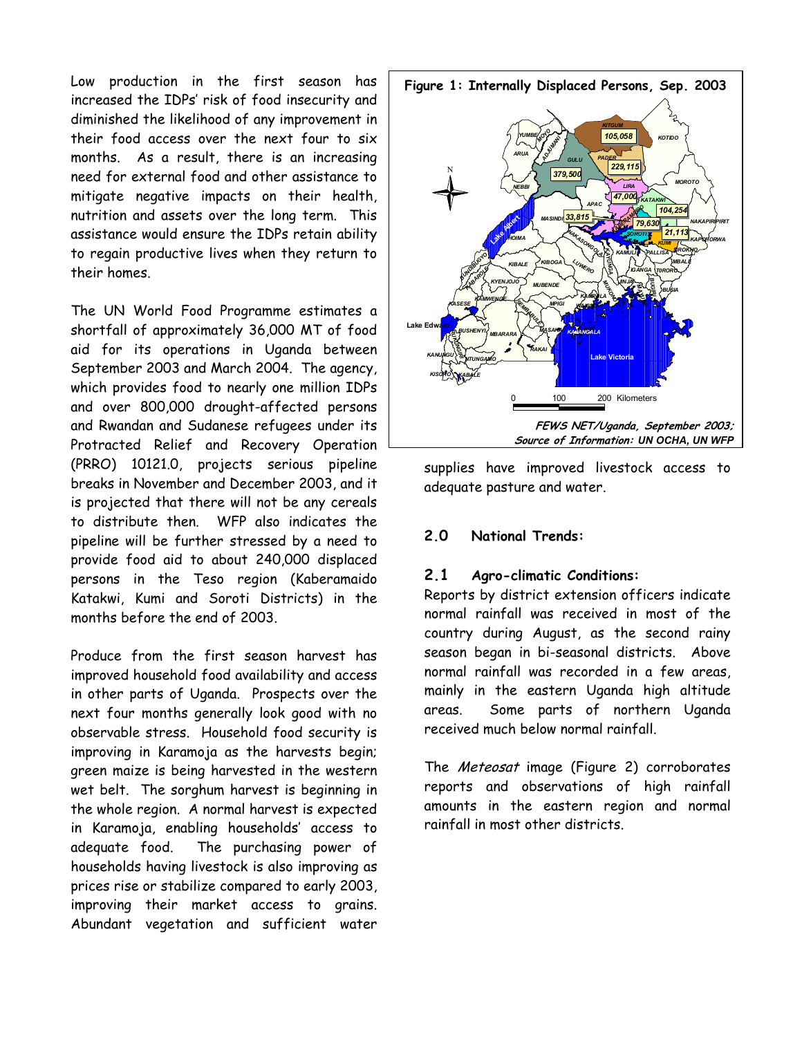Low production in the first season has increased the IDPs' risk of food insecurity and diminished the likelihood of any improvement in their food access over the next four to six months. As a result, there is an increasing need for external food and other assistance to mitigate negative impacts on their health, nutrition and assets over the long term. This assistance would ensure the IDPs retain ability to regain productive lives when they return to their homes.

The UN World Food Programme estimates a shortfall of approximately 36,000 MT of food aid for its operations in Uganda between September 2003 and March 2004. The agency, which provides food to nearly one million IDPs and over 800,000 drought-affected persons and Rwandan and Sudanese refugees under its Protracted Relief and Recovery Operation (PRRO) 10121.0, projects serious pipeline breaks in November and December 2003, and it is projected that there will not be any cereals to distribute then. WFP also indicates the pipeline will be further stressed by a need to provide food aid to about 240,000 displaced persons in the Teso region (Kaberamaido Katakwi, Kumi and Soroti Districts) in the months before the end of 2003.

Produce from the first season harvest has improved household food availability and access in other parts of Uganda. Prospects over the next four months generally look good with no observable stress. Household food security is improving in Karamoja as the harvests begin; green maize is being harvested in the western wet belt. The sorghum harvest is beginning in the whole region. A normal harvest is expected in Karamoja, enabling households' access to adequate food. The purchasing power of households having livestock is also improving as prices rise or stabilize compared to early 2003, improving their market access to grains. Abundant vegetation and sufficient water supplies have improved livestock access to adequate pasture and water.

**Figure 1: Internally Displaced Persons, Sep. 2003**

*FEWS NET/Uganda, September 2003; Source of Information: UN OCHA, UN WFP*

## 2.0 National Trends:

### 2.1 Agro-climatic Conditions:

Reports by district extension officers indicate normal rainfall was received in most of the country during August, as the second rainy season began in bi-seasonal districts. Above normal rainfall was recorded in a few areas, mainly in the eastern Uganda high altitude areas. Some parts of northern Uganda received much below normal rainfall.

The *Meteosat* image (Figure 2) corroborates reports and observations of high rainfall amounts in the eastern region and normal rainfall in most other districts.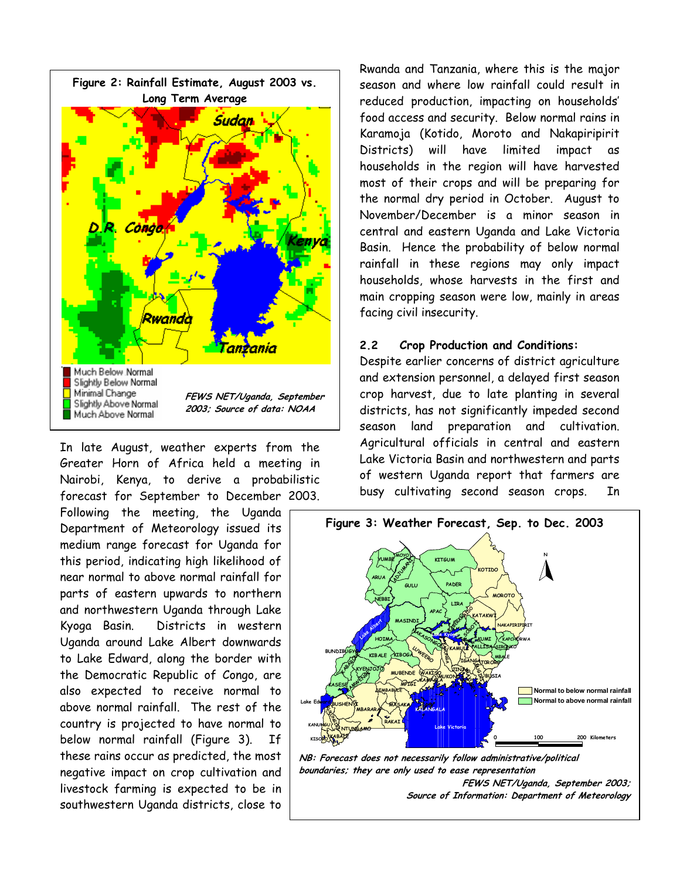**Figure 2: Rainfall Estimate, August 2003 vs. Long Term Average**

Much Below Normal
Slightly Below Normal
Minimal Change
Slightly Above Normal
Much Above Normal

*FEWS NET/Uganda, September 2003; Source of data: NOAA*

In late August, weather experts from the Greater Horn of Africa held a meeting in Nairobi, Kenya, to derive a probabilistic forecast for September to December 2003. Following the meeting, the Uganda Department of Meteorology issued its medium range forecast for Uganda for this period, indicating high likelihood of near normal to above normal rainfall for parts of eastern upwards to northern and northwestern Uganda through Lake Kyoga Basin. Districts in western Uganda around Lake Albert downwards to Lake Edward, along the border with the Democratic Republic of Congo, are also expected to receive normal to above normal rainfall. The rest of the country is projected to have normal to below normal rainfall (Figure 3). If these rains occur as predicted, the most negative impact on crop cultivation and livestock farming is expected to be in southwestern Uganda districts, close to Rwanda and Tanzania, where this is the major season and where low rainfall could result in reduced production, impacting on households' food access and security. Below normal rains in Karamoja (Kotido, Moroto and Nakapiripirit Districts) will have limited impact as households in the region will have harvested most of their crops and will be preparing for the normal dry period in October. August to November/December is a minor season in central and eastern Uganda and Lake Victoria Basin. Hence the probability of below normal rainfall in these regions may only impact households, whose harvests in the first and main cropping season were low, mainly in areas facing civil insecurity.

### 2.2 Crop Production and Conditions:

Despite earlier concerns of district agriculture and extension personnel, a delayed first season crop harvest, due to late planting in several districts, has not significantly impeded second season land preparation and cultivation. Agricultural officials in central and eastern Lake Victoria Basin and northwestern and parts of western Uganda report that farmers are busy cultivating second season crops. In

**Figure 3: Weather Forecast, Sep. to Dec. 2003**

Normal to below normal rainfall
Normal to above normal rainfall

*NB: Forecast does not necessarily follow administrative/political boundaries; they are only used to ease representation*

*FEWS NET/Uganda, September 2003; Source of Information: Department of Meteorology*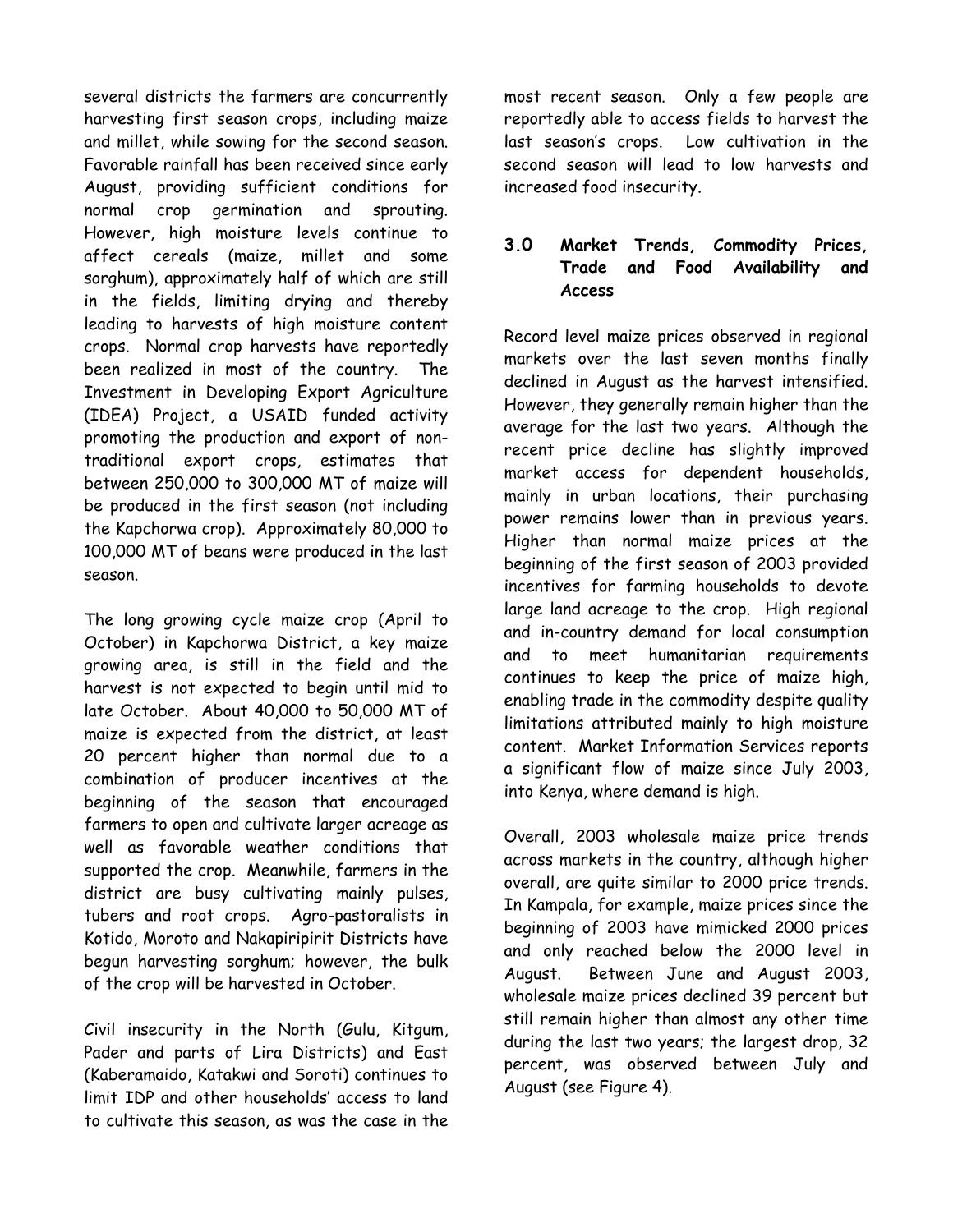several districts the farmers are concurrently harvesting first season crops, including maize and millet, while sowing for the second season. Favorable rainfall has been received since early August, providing sufficient conditions for normal crop germination and sprouting. However, high moisture levels continue to affect cereals (maize, millet and some sorghum), approximately half of which are still in the fields, limiting drying and thereby leading to harvests of high moisture content crops. Normal crop harvests have reportedly been realized in most of the country. The Investment in Developing Export Agriculture (IDEA) Project, a USAID funded activity promoting the production and export of non-traditional export crops, estimates that between 250,000 to 300,000 MT of maize will be produced in the first season (not including the Kapchorwa crop). Approximately 80,000 to 100,000 MT of beans were produced in the last season.

The long growing cycle maize crop (April to October) in Kapchorwa District, a key maize growing area, is still in the field and the harvest is not expected to begin until mid to late October. About 40,000 to 50,000 MT of maize is expected from the district, at least 20 percent higher than normal due to a combination of producer incentives at the beginning of the season that encouraged farmers to open and cultivate larger acreage as well as favorable weather conditions that supported the crop. Meanwhile, farmers in the district are busy cultivating mainly pulses, tubers and root crops. Agro-pastoralists in Kotido, Moroto and Nakapiripirit Districts have begun harvesting sorghum; however, the bulk of the crop will be harvested in October.

Civil insecurity in the North (Gulu, Kitgum, Pader and parts of Lira Districts) and East (Kaberamaido, Katakwi and Soroti) continues to limit IDP and other households' access to land to cultivate this season, as was the case in the most recent season. Only a few people are reportedly able to access fields to harvest the last season's crops. Low cultivation in the second season will lead to low harvests and increased food insecurity.

## 3.0 Market Trends, Commodity Prices, Trade and Food Availability and Access

Record level maize prices observed in regional markets over the last seven months finally declined in August as the harvest intensified. However, they generally remain higher than the average for the last two years. Although the recent price decline has slightly improved market access for dependent households, mainly in urban locations, their purchasing power remains lower than in previous years. Higher than normal maize prices at the beginning of the first season of 2003 provided incentives for farming households to devote large land acreage to the crop. High regional and in-country demand for local consumption and to meet humanitarian requirements continues to keep the price of maize high, enabling trade in the commodity despite quality limitations attributed mainly to high moisture content. Market Information Services reports a significant flow of maize since July 2003, into Kenya, where demand is high.

Overall, 2003 wholesale maize price trends across markets in the country, although higher overall, are quite similar to 2000 price trends. In Kampala, for example, maize prices since the beginning of 2003 have mimicked 2000 prices and only reached below the 2000 level in August. Between June and August 2003, wholesale maize prices declined 39 percent but still remain higher than almost any other time during the last two years; the largest drop, 32 percent, was observed between July and August (see Figure 4).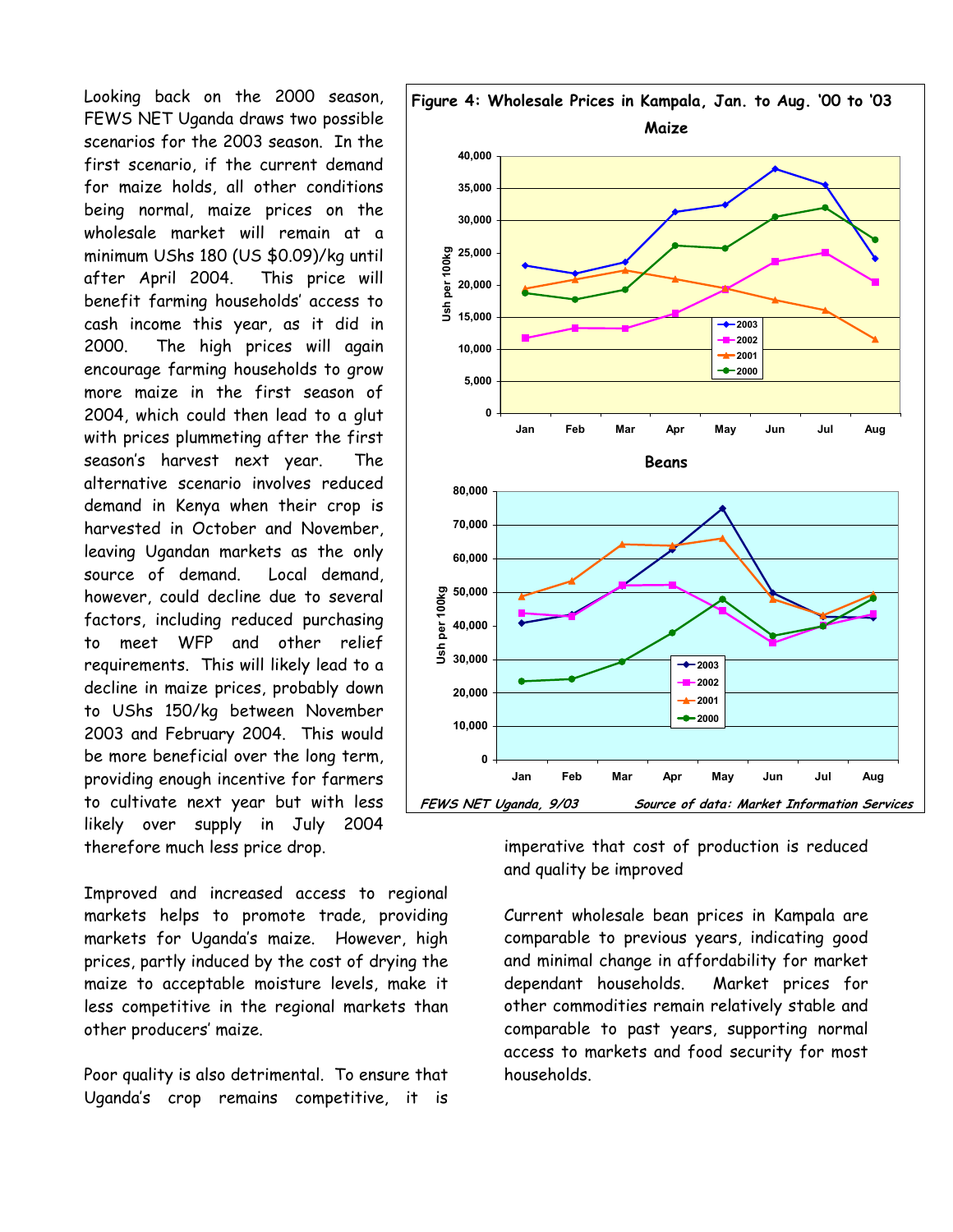Looking back on the 2000 season, FEWS NET Uganda draws two possible scenarios for the 2003 season. In the first scenario, if the current demand for maize holds, all other conditions being normal, maize prices on the wholesale market will remain at a minimum UShs 180 (US $0.09)/kg until after April 2004. This price will benefit farming households' access to cash income this year, as it did in 2000. The high prices will again encourage farming households to grow more maize in the first season of 2004, which could then lead to a glut with prices plummeting after the first season's harvest next year. The alternative scenario involves reduced demand in Kenya when their crop is harvested in October and November, leaving Ugandan markets as the only source of demand. Local demand, however, could decline due to several factors, including reduced purchasing to meet WFP and other relief requirements. This will likely lead to a decline in maize prices, probably down to UShs 150/kg between November 2003 and February 2004. This would be more beneficial over the long term, providing enough incentive for farmers to cultivate next year but with less likely over supply in July 2004 therefore much less price drop.

**Figure 4: Wholesale Prices in Kampala, Jan. to Aug. '00 to '03**

Maize

Ush per 100kg

40,000
35,000
30,000
25,000
20,000
15,000
10,000
5,000
0

Jan Feb Mar Apr May Jun Jul Aug

2003
2002
2001
2000

Beans

Ush per 100kg

80,000
70,000
60,000
50,000
40,000
30,000
20,000
10,000
0

Jan Feb Mar Apr May Jun Jul Aug

2003
2002
2001
2000

*FEWS NET Uganda, 9/03* *Source of data: Market Information Services*

Improved and increased access to regional markets helps to promote trade, providing markets for Uganda's maize. However, high prices, partly induced by the cost of drying the maize to acceptable moisture levels, make it less competitive in the regional markets than other producers' maize.

Poor quality is also detrimental. To ensure that Uganda's crop remains competitive, it is imperative that cost of production is reduced and quality be improved

Current wholesale bean prices in Kampala are comparable to previous years, indicating good and minimal change in affordability for market dependant households. Market prices for other commodities remain relatively stable and comparable to past years, supporting normal access to markets and food security for most households.